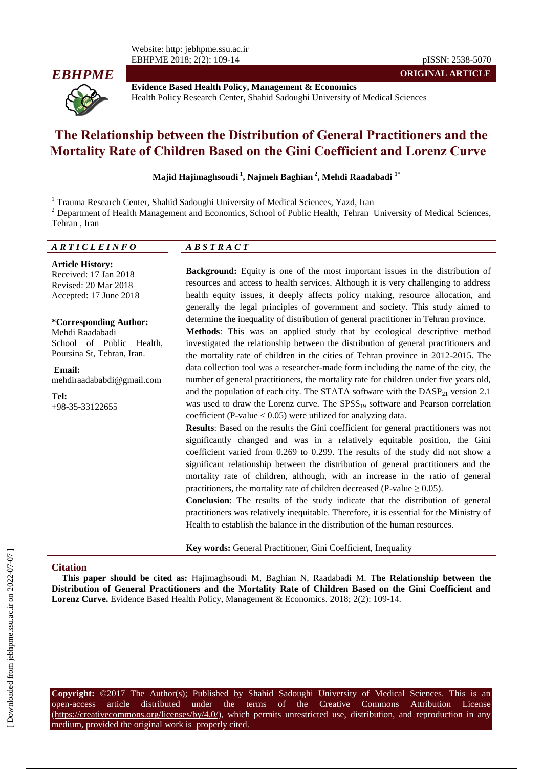**ORIGINAL ARTICLE**

**Evidence Based Health Policy, Management & Economics**
Health Policy Research Center, Shahid Sadoughi University of Medical Sciences

# The Relationship between the Distribution of General Practitioners and the Mortality Rate of Children Based on the Gini Coefficient and Lorenz Curve

**Majid Hajimaghsoudi [1], Najmeh Baghian [2], Mehdi Raadabadi [1*]**

[1] Trauma Research Center, Shahid Sadoughi University of Medical Sciences, Yazd, Iran
[2] Department of Health Management and Economics, School of Public Health, Tehran University of Medical Sciences, Tehran , Iran

## ARTICLE INFO

**Article History:**
Received: 17 Jan 2018
Revised: 20 Mar 2018
Accepted: 17 June 2018

**\*Corresponding Author:**
Mehdi Raadabadi
School of Public Health, Poursina St, Tehran, Iran.

**Email:**
mehdiraadababdi@gmail.com

**Tel:**
+98-35-33122655

## ABSTRACT

**Background:** Equity is one of the most important issues in the distribution of resources and access to health services. Although it is very challenging to address health equity issues, it deeply affects policy making, resource allocation, and generally the legal principles of government and society. This study aimed to determine the inequality of distribution of general practitioner in Tehran province.

**Methods**: This was an applied study that by ecological descriptive method investigated the relationship between the distribution of general practitioners and the mortality rate of children in the cities of Tehran province in 2012-2015. The data collection tool was a researcher-made form including the name of the city, the number of general practitioners, the mortality rate for children under five years old, and the population of each city. The STATA software with the $DASP_{21}$ version 2.1 was used to draw the Lorenz curve. The $SPSS_{19}$ software and Pearson correlation coefficient ($P\text{-value} < 0.05$) were utilized for analyzing data.

**Results**: Based on the results the Gini coefficient for general practitioners was not significantly changed and was in a relatively equitable position, the Gini coefficient varied from 0.269 to 0.299. The results of the study did not show a significant relationship between the distribution of general practitioners and the mortality rate of children, although, with an increase in the ratio of general practitioners, the mortality rate of children decreased ($P\text{-value} \geq 0.05$).

**Conclusion**: The results of the study indicate that the distribution of general practitioners was relatively inequitable. Therefore, it is essential for the Ministry of Health to establish the balance in the distribution of the human resources.

**Key words:** General Practitioner, Gini Coefficient, Inequality

## Citation

**This paper should be cited as:** Hajimaghsoudi M, Baghian N, Raadabadi M. **The Relationship between the Distribution of General Practitioners and the Mortality Rate of Children Based on the Gini Coefficient and Lorenz Curve.** Evidence Based Health Policy, Management & Economics. 2018; 2(2): 109-14.

**Copyright:** ©2017 The Author(s); Published by Shahid Sadoughi University of Medical Sciences. This is an open-access article distributed under the terms of the Creative Commons Attribution License (https://creativecommons.org/licenses/by/4.0/), which permits unrestricted use, distribution, and reproduction in any medium, provided the original work is properly cited.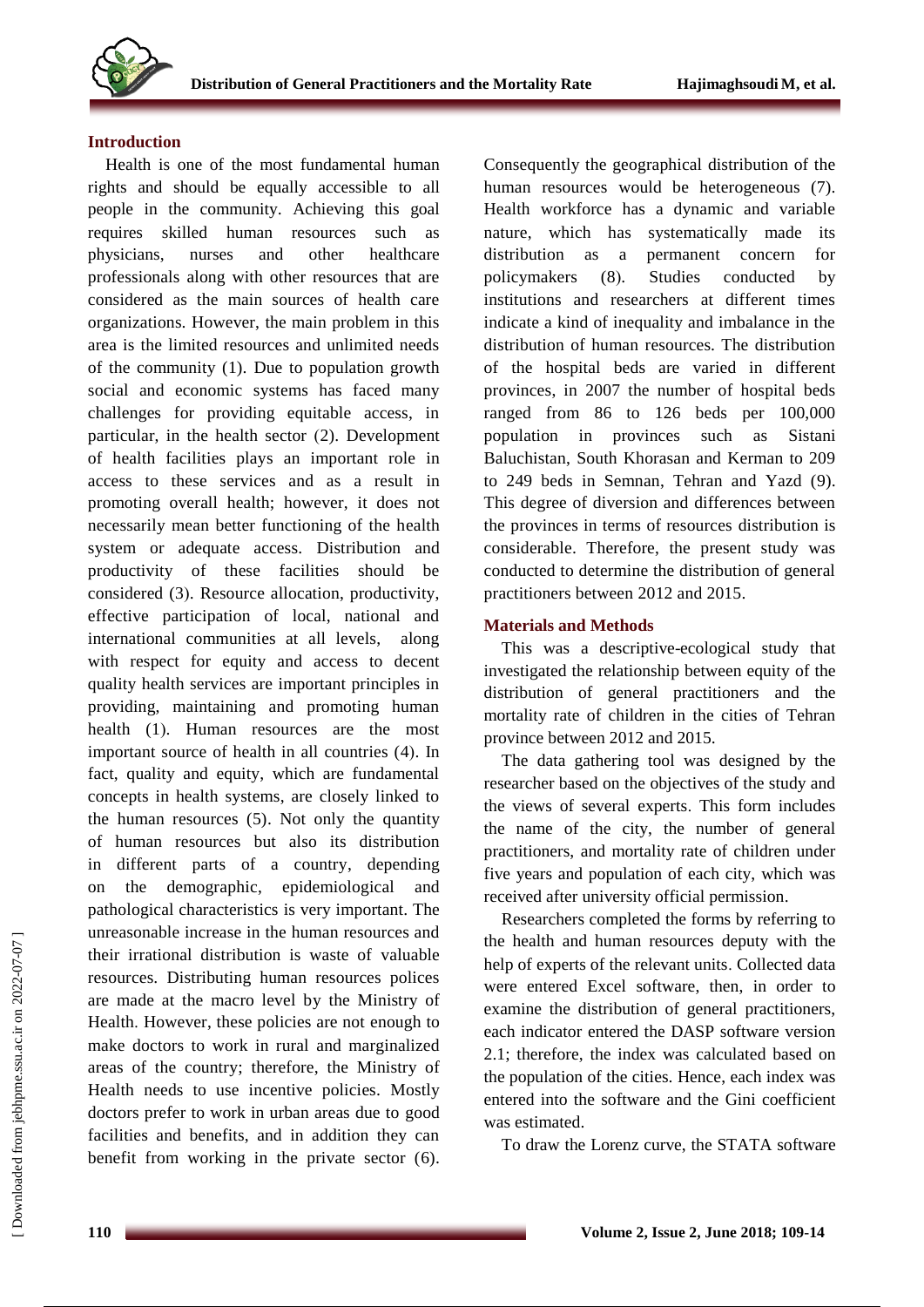## Introduction

Health is one of the most fundamental human rights and should be equally accessible to all people in the community. Achieving this goal requires skilled human resources such as physicians, nurses and other healthcare professionals along with other resources that are considered as the main sources of health care organizations. However, the main problem in this area is the limited resources and unlimited needs of the community (1). Due to population growth social and economic systems has faced many challenges for providing equitable access, in particular, in the health sector (2). Development of health facilities plays an important role in access to these services and as a result in promoting overall health; however, it does not necessarily mean better functioning of the health system or adequate access. Distribution and productivity of these facilities should be considered (3). Resource allocation, productivity, effective participation of local, national and international communities at all levels, along with respect for equity and access to decent quality health services are important principles in providing, maintaining and promoting human health (1). Human resources are the most important source of health in all countries (4). In fact, quality and equity, which are fundamental concepts in health systems, are closely linked to the human resources (5). Not only the quantity of human resources but also its distribution in different parts of a country, depending on the demographic, epidemiological and pathological characteristics is very important. The unreasonable increase in the human resources and their irrational distribution is waste of valuable resources. Distributing human resources polices are made at the macro level by the Ministry of Health. However, these policies are not enough to make doctors to work in rural and marginalized areas of the country; therefore, the Ministry of Health needs to use incentive policies. Mostly doctors prefer to work in urban areas due to good facilities and benefits, and in addition they can benefit from working in the private sector (6). Consequently the geographical distribution of the human resources would be heterogeneous (7). Health workforce has a dynamic and variable nature, which has systematically made its distribution as a permanent concern for policymakers (8). Studies conducted by institutions and researchers at different times indicate a kind of inequality and imbalance in the distribution of human resources. The distribution of the hospital beds are varied in different provinces, in 2007 the number of hospital beds ranged from 86 to 126 beds per 100,000 population in provinces such as Sistani Baluchistan, South Khorasan and Kerman to 209 to 249 beds in Semnan, Tehran and Yazd (9). This degree of diversion and differences between the provinces in terms of resources distribution is considerable. Therefore, the present study was conducted to determine the distribution of general practitioners between 2012 and 2015.

## Materials and Methods

This was a descriptive-ecological study that investigated the relationship between equity of the distribution of general practitioners and the mortality rate of children in the cities of Tehran province between 2012 and 2015.

The data gathering tool was designed by the researcher based on the objectives of the study and the views of several experts. This form includes the name of the city, the number of general practitioners, and mortality rate of children under five years and population of each city, which was received after university official permission.

Researchers completed the forms by referring to the health and human resources deputy with the help of experts of the relevant units. Collected data were entered Excel software, then, in order to examine the distribution of general practitioners, each indicator entered the DASP software version 2.1; therefore, the index was calculated based on the population of the cities. Hence, each index was entered into the software and the Gini coefficient was estimated.

To draw the Lorenz curve, the STATA software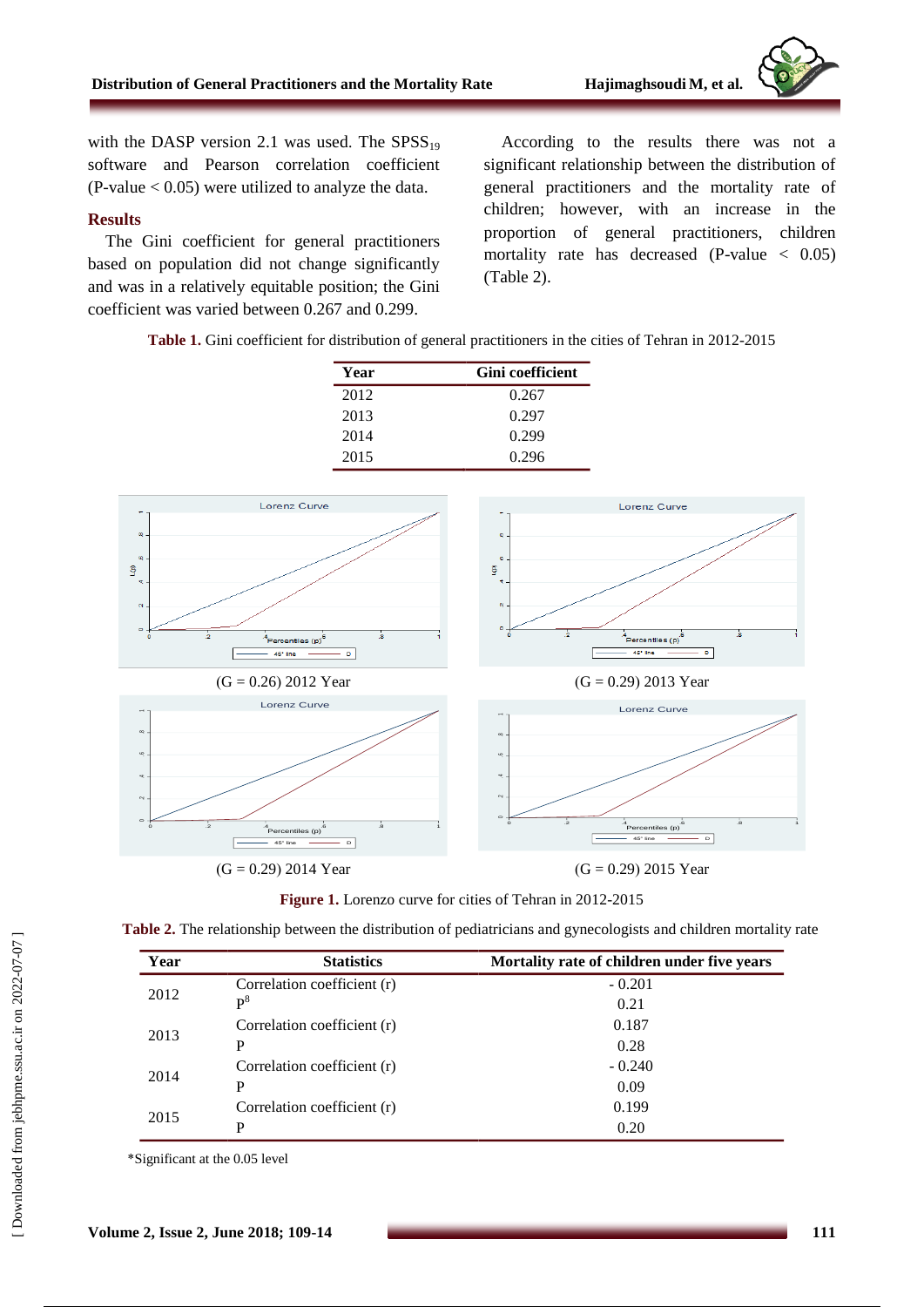with the DASP version 2.1 was used. The $SPSS_{19}$ software and Pearson correlation coefficient (P-value < 0.05) were utilized to analyze the data.

## Results

The Gini coefficient for general practitioners based on population did not change significantly and was in a relatively equitable position; the Gini coefficient was varied between 0.267 and 0.299.

According to the results there was not a significant relationship between the distribution of general practitioners and the mortality rate of children; however, with an increase in the proportion of general practitioners, children mortality rate has decreased (P-value < 0.05) (Table 2).

**Table 1.** Gini coefficient for distribution of general practitioners in the cities of Tehran in 2012-2015

| Year | Gini coefficient |
|---|---|
| 2012 | 0.267 |
| 2013 | 0.297 |
| 2014 | 0.299 |
| 2015 | 0.296 |

(G = 0.26) 2012 Year

(G = 0.29) 2013 Year

(G = 0.29) 2014 Year

(G = 0.29) 2015 Year

**Figure 1.** Lorenzo curve for cities of Tehran in 2012-2015

**Table 2.** The relationship between the distribution of pediatricians and gynecologists and children mortality rate

| Year | Statistics | Mortality rate of children under five years |
|---|---|---|
| 2012 | Correlation coefficient (r) | - 0.201 |
| | P[8] | 0.21 |
| 2013 | Correlation coefficient (r) | 0.187 |
| | P | 0.28 |
| 2014 | Correlation coefficient (r) | - 0.240 |
| | P | 0.09 |
| 2015 | Correlation coefficient (r) | 0.199 |
| | P | 0.20 |

*Significant at the 0.05 level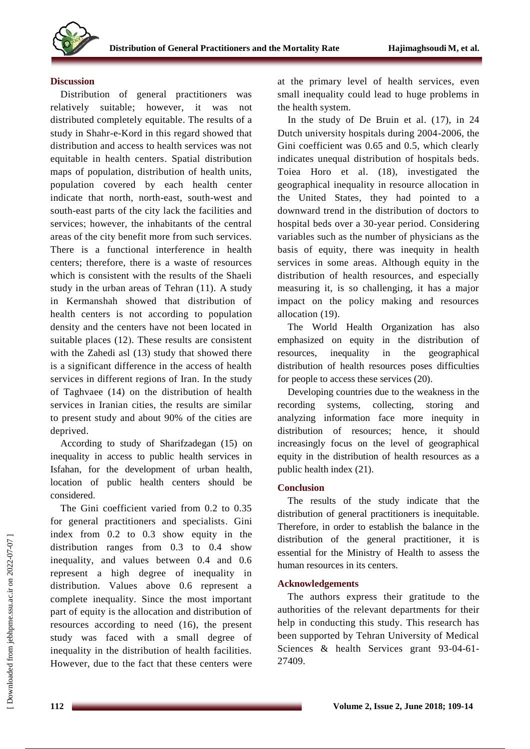## Discussion

Distribution of general practitioners was relatively suitable; however, it was not distributed completely equitable. The results of a study in Shahr-e-Kord in this regard showed that distribution and access to health services was not equitable in health centers. Spatial distribution maps of population, distribution of health units, population covered by each health center indicate that north, north-east, south-west and south-east parts of the city lack the facilities and services; however, the inhabitants of the central areas of the city benefit more from such services. There is a functional interference in health centers; therefore, there is a waste of resources which is consistent with the results of the Shaeli study in the urban areas of Tehran (11). A study in Kermanshah showed that distribution of health centers is not according to population density and the centers have not been located in suitable places (12). These results are consistent with the Zahedi asl (13) study that showed there is a significant difference in the access of health services in different regions of Iran. In the study of Taghvaee (14) on the distribution of health services in Iranian cities, the results are similar to present study and about 90% of the cities are deprived.

According to study of Sharifzadegan (15) on inequality in access to public health services in Isfahan, for the development of urban health, location of public health centers should be considered.

The Gini coefficient varied from 0.2 to 0.35 for general practitioners and specialists. Gini index from 0.2 to 0.3 show equity in the distribution ranges from 0.3 to 0.4 show inequality, and values between 0.4 and 0.6 represent a high degree of inequality in distribution. Values above 0.6 represent a complete inequality. Since the most important part of equity is the allocation and distribution of resources according to need (16), the present study was faced with a small degree of inequality in the distribution of health facilities. However, due to the fact that these centers were at the primary level of health services, even small inequality could lead to huge problems in the health system.

In the study of De Bruin et al. (17), in 24 Dutch university hospitals during 2004-2006, the Gini coefficient was 0.65 and 0.5, which clearly indicates unequal distribution of hospitals beds. Toiea Horo et al. (18), investigated the geographical inequality in resource allocation in the United States, they had pointed to a downward trend in the distribution of doctors to hospital beds over a 30-year period. Considering variables such as the number of physicians as the basis of equity, there was inequity in health services in some areas. Although equity in the distribution of health resources, and especially measuring it, is so challenging, it has a major impact on the policy making and resources allocation (19).

The World Health Organization has also emphasized on equity in the distribution of resources, inequality in the geographical distribution of health resources poses difficulties for people to access these services (20).

Developing countries due to the weakness in the recording systems, collecting, storing and analyzing information face more inequity in distribution of resources; hence, it should increasingly focus on the level of geographical equity in the distribution of health resources as a public health index (21).

## Conclusion

The results of the study indicate that the distribution of general practitioners is inequitable. Therefore, in order to establish the balance in the distribution of the general practitioner, it is essential for the Ministry of Health to assess the human resources in its centers.

## Acknowledgements

The authors express their gratitude to the authorities of the relevant departments for their help in conducting this study. This research has been supported by Tehran University of Medical Sciences & health Services grant 93-04-61-27409.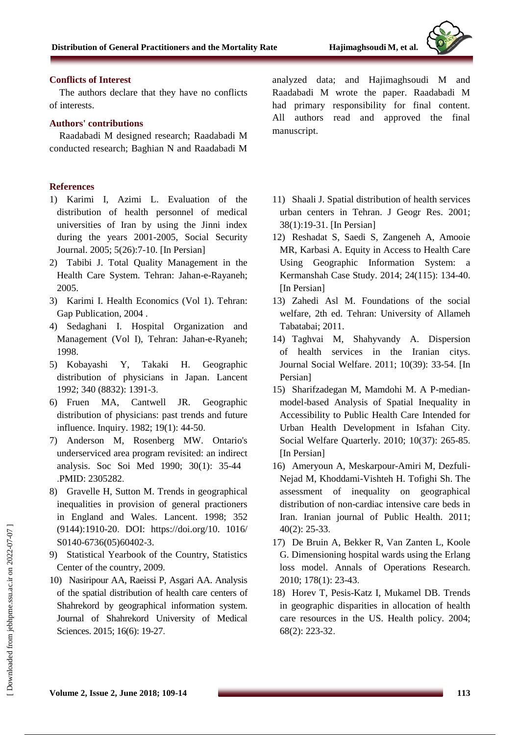### Conflicts of Interest

The authors declare that they have no conflicts of interests.

### Authors' contributions

Raadabadi M designed research; Raadabadi M conducted research; Baghian N and Raadabadi M analyzed data; and Hajimaghsoudi M and Raadabadi M wrote the paper. Raadabadi M had primary responsibility for final content. All authors read and approved the final manuscript.

### References

1) Karimi I, Azimi L. Evaluation of the distribution of health personnel of medical universities of Iran by using the Jinni index during the years 2001-2005, Social Security Journal. 2005; 5(26):7-10. [In Persian]
2) Tabibi J. Total Quality Management in the Health Care System. Tehran: Jahan-e-Rayaneh; 2005.
3) Karimi I. Health Economics (Vol 1). Tehran: Gap Publication, 2004 .
4) Sedaghani I. Hospital Organization and Management (Vol I), Tehran: Jahan-e-Ryaneh; 1998.
5) Kobayashi Y, Takaki H. Geographic distribution of physicians in Japan. Lancent 1992; 340 (8832): 1391-3.
6) Fruen MA, Cantwell JR. Geographic distribution of physicians: past trends and future influence. Inquiry. 1982; 19(1): 44-50.
7) Anderson M, Rosenberg MW. Ontario's underserviced area program revisited: an indirect analysis. Soc Soi Med 1990; 30(1): 35-44 .PMID: 2305282.
8) Gravelle H, Sutton M. Trends in geographical inequalities in provision of general practioners in England and Wales. Lancent. 1998; 352 (9144):1910-20. DOI: https://doi.org/10. 1016/ S0140-6736(05)60402-3.
9) Statistical Yearbook of the Country, Statistics Center of the country, 2009.
10) Nasiripour AA, Raeissi P, Asgari AA. Analysis of the spatial distribution of health care centers of Shahrekord by geographical information system. Journal of Shahrekord University of Medical Sciences. 2015; 16(6): 19-27.
11) Shaali J. Spatial distribution of health services urban centers in Tehran. J Geogr Res. 2001; 38(1):19-31. [In Persian]
12) Reshadat S, Saedi S, Zangeneh A, Amooie MR, Karbasi A. Equity in Access to Health Care Using Geographic Information System: a Kermanshah Case Study. 2014; 24(115): 134-40. [In Persian]
13) Zahedi Asl M. Foundations of the social welfare, 2th ed. Tehran: University of Allameh Tabatabai; 2011.
14) Taghvai M, Shahyvandy A. Dispersion of health services in the Iranian citys. Journal Social Welfare. 2011; 10(39): 33-54. [In Persian]
15) Sharifzadegan M, Mamdohi M. A P-median-model-based Analysis of Spatial Inequality in Accessibility to Public Health Care Intended for Urban Health Development in Isfahan City. Social Welfare Quarterly. 2010; 10(37): 265-85. [In Persian]
16) Ameryoun A, Meskarpour-Amiri M, Dezfuli-Nejad M, Khoddami-Vishteh H. Tofighi Sh. The assessment of inequality on geographical distribution of non-cardiac intensive care beds in Iran. Iranian journal of Public Health. 2011; 40(2): 25-33.
17) De Bruin A, Bekker R, Van Zanten L, Koole G. Dimensioning hospital wards using the Erlang loss model. Annals of Operations Research. 2010; 178(1): 23-43.
18) Horev T, Pesis-Katz I, Mukamel DB. Trends in geographic disparities in allocation of health care resources in the US. Health policy. 2004; 68(2): 223-32.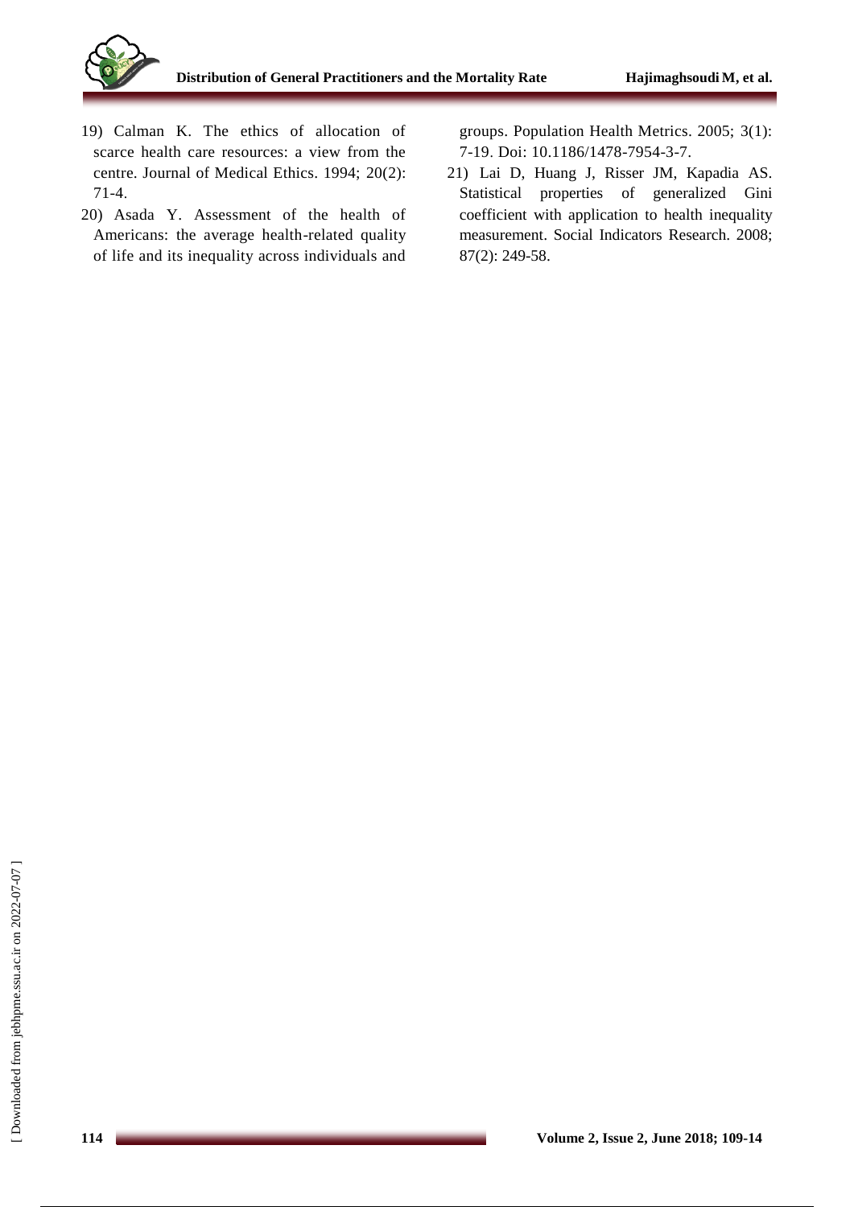19) Calman K. The ethics of allocation of scarce health care resources: a view from the centre. Journal of Medical Ethics. 1994; 20(2): 71-4.

20) Asada Y. Assessment of the health of Americans: the average health-related quality of life and its inequality across individuals and groups. Population Health Metrics. 2005; 3(1): 7-19. Doi: 10.1186/1478-7954-3-7.

21) Lai D, Huang J, Risser JM, Kapadia AS. Statistical properties of generalized Gini coefficient with application to health inequality measurement. Social Indicators Research. 2008; 87(2): 249-58.